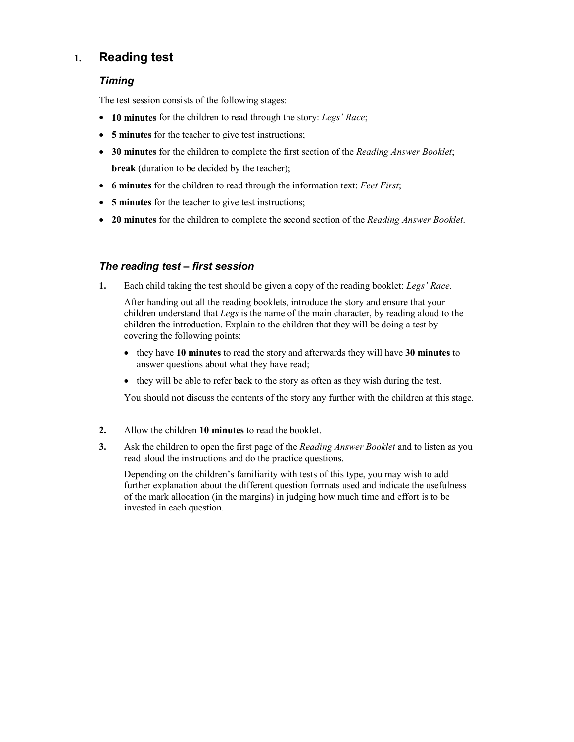# 1. Reading test

### *Timing*

The test session consists of the following stages:

- **10 minutes** for the children to read through the story: *Legs' Race*;
- **5 minutes** for the teacher to give test instructions;
- **30 minutes** for the children to complete the first section of the *Reading Answer Booklet*;
  **break** (duration to be decided by the teacher);
- **6 minutes** for the children to read through the information text: *Feet First*;
- **5 minutes** for the teacher to give test instructions;
- **20 minutes** for the children to complete the second section of the *Reading Answer Booklet*.

### *The reading test – first session*

**1.** Each child taking the test should be given a copy of the reading booklet: *Legs' Race*.

After handing out all the reading booklets, introduce the story and ensure that your children understand that *Legs* is the name of the main character, by reading aloud to the children the introduction. Explain to the children that they will be doing a test by covering the following points:

- they have **10 minutes** to read the story and afterwards they will have **30 minutes** to answer questions about what they have read;
- they will be able to refer back to the story as often as they wish during the test.

You should not discuss the contents of the story any further with the children at this stage.

**2.** Allow the children **10 minutes** to read the booklet.

**3.** Ask the children to open the first page of the *Reading Answer Booklet* and to listen as you read aloud the instructions and do the practice questions.

Depending on the children's familiarity with tests of this type, you may wish to add further explanation about the different question formats used and indicate the usefulness of the mark allocation (in the margins) in judging how much time and effort is to be invested in each question.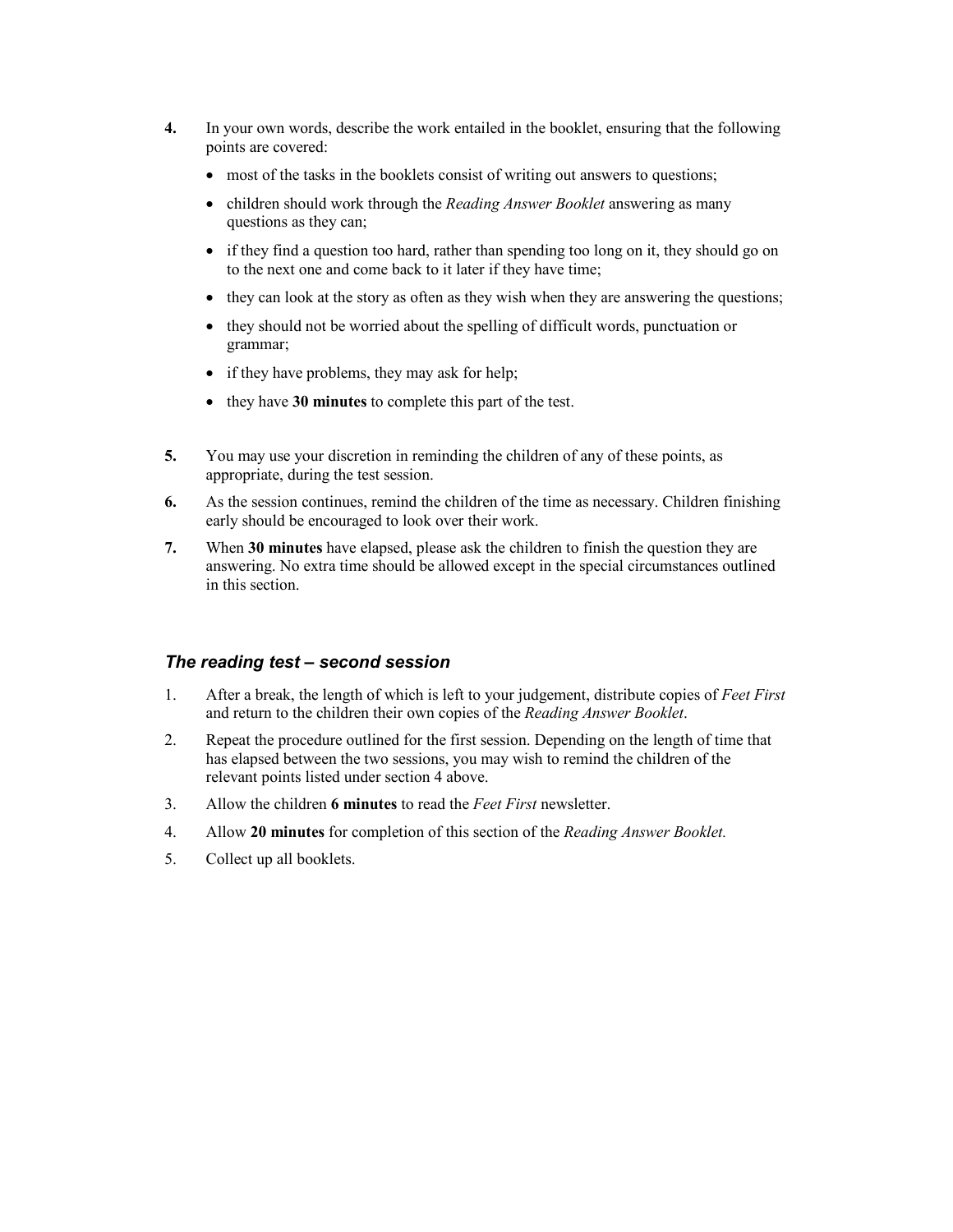**4.** In your own words, describe the work entailed in the booklet, ensuring that the following points are covered:

- most of the tasks in the booklets consist of writing out answers to questions;
- children should work through the *Reading Answer Booklet* answering as many questions as they can;
- if they find a question too hard, rather than spending too long on it, they should go on to the next one and come back to it later if they have time;
- they can look at the story as often as they wish when they are answering the questions;
- they should not be worried about the spelling of difficult words, punctuation or grammar;
- if they have problems, they may ask for help;
- they have **30 minutes** to complete this part of the test.

**5.** You may use your discretion in reminding the children of any of these points, as appropriate, during the test session.

**6.** As the session continues, remind the children of the time as necessary. Children finishing early should be encouraged to look over their work.

**7.** When **30 minutes** have elapsed, please ask the children to finish the question they are answering. No extra time should be allowed except in the special circumstances outlined in this section.

### *The reading test – second session*

1. After a break, the length of which is left to your judgement, distribute copies of *Feet First* and return to the children their own copies of the *Reading Answer Booklet*.
2. Repeat the procedure outlined for the first session. Depending on the length of time that has elapsed between the two sessions, you may wish to remind the children of the relevant points listed under section 4 above.
3. Allow the children **6 minutes** to read the *Feet First* newsletter.
4. Allow **20 minutes** for completion of this section of the *Reading Answer Booklet.*
5. Collect up all booklets.